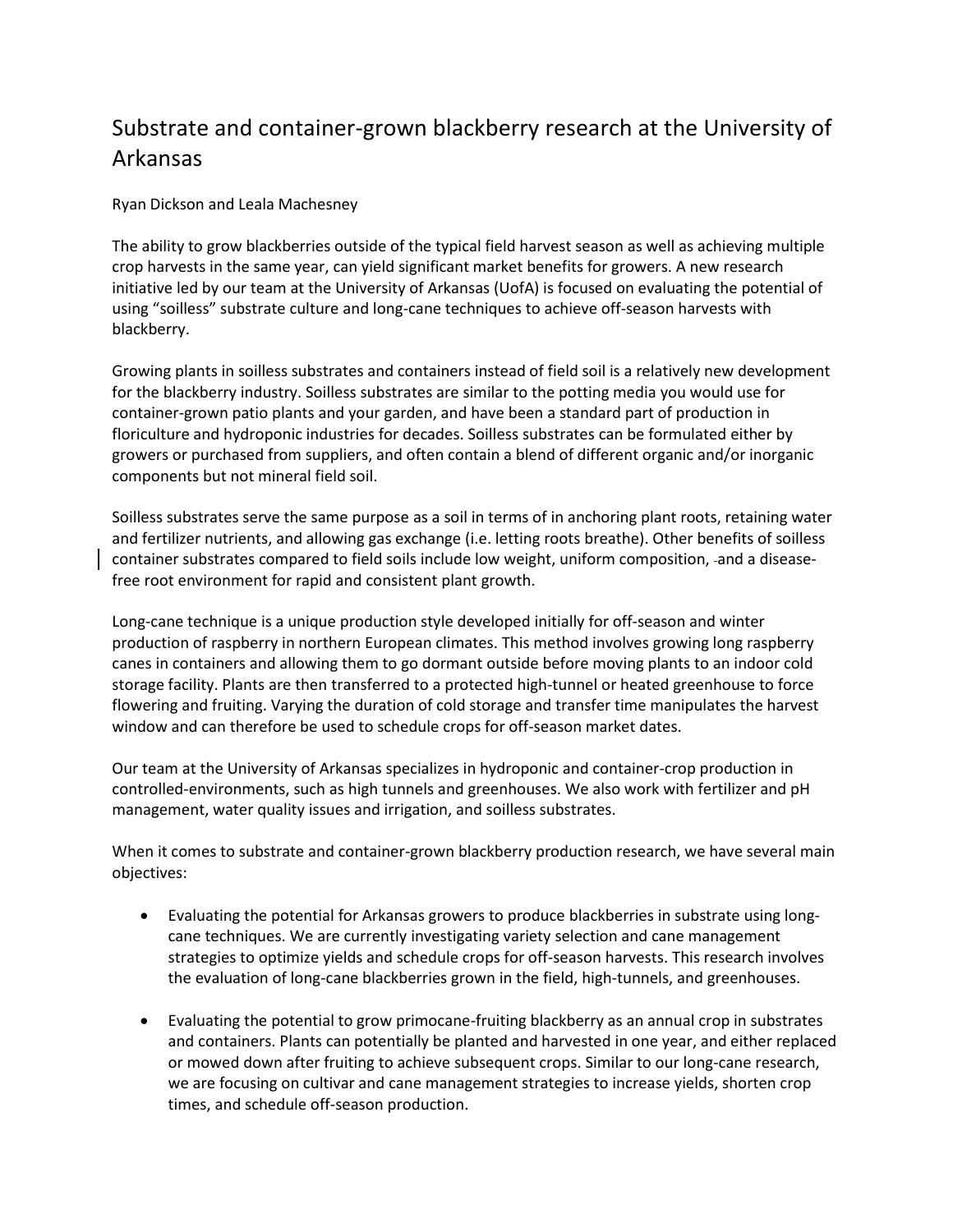# Substrate and container-grown blackberry research at the University of Arkansas

Ryan Dickson and Leala Machesney

The ability to grow blackberries outside of the typical field harvest season as well as achieving multiple crop harvests in the same year, can yield significant market benefits for growers. A new research initiative led by our team at the University of Arkansas (UofA) is focused on evaluating the potential of using "soilless" substrate culture and long-cane techniques to achieve off-season harvests with blackberry.

Growing plants in soilless substrates and containers instead of field soil is a relatively new development for the blackberry industry. Soilless substrates are similar to the potting media you would use for container-grown patio plants and your garden, and have been a standard part of production in floriculture and hydroponic industries for decades. Soilless substrates can be formulated either by growers or purchased from suppliers, and often contain a blend of different organic and/or inorganic components but not mineral field soil.

Soilless substrates serve the same purpose as a soil in terms of in anchoring plant roots, retaining water and fertilizer nutrients, and allowing gas exchange (i.e. letting roots breathe). Other benefits of soilless container substrates compared to field soils include low weight, uniform composition, and a disease-free root environment for rapid and consistent plant growth.

Long-cane technique is a unique production style developed initially for off-season and winter production of raspberry in northern European climates. This method involves growing long raspberry canes in containers and allowing them to go dormant outside before moving plants to an indoor cold storage facility. Plants are then transferred to a protected high-tunnel or heated greenhouse to force flowering and fruiting. Varying the duration of cold storage and transfer time manipulates the harvest window and can therefore be used to schedule crops for off-season market dates.

Our team at the University of Arkansas specializes in hydroponic and container-crop production in controlled-environments, such as high tunnels and greenhouses. We also work with fertilizer and pH management, water quality issues and irrigation, and soilless substrates.

When it comes to substrate and container-grown blackberry production research, we have several main objectives:

- Evaluating the potential for Arkansas growers to produce blackberries in substrate using long-cane techniques. We are currently investigating variety selection and cane management strategies to optimize yields and schedule crops for off-season harvests. This research involves the evaluation of long-cane blackberries grown in the field, high-tunnels, and greenhouses.

- Evaluating the potential to grow primocane-fruiting blackberry as an annual crop in substrates and containers. Plants can potentially be planted and harvested in one year, and either replaced or mowed down after fruiting to achieve subsequent crops. Similar to our long-cane research, we are focusing on cultivar and cane management strategies to increase yields, shorten crop times, and schedule off-season production.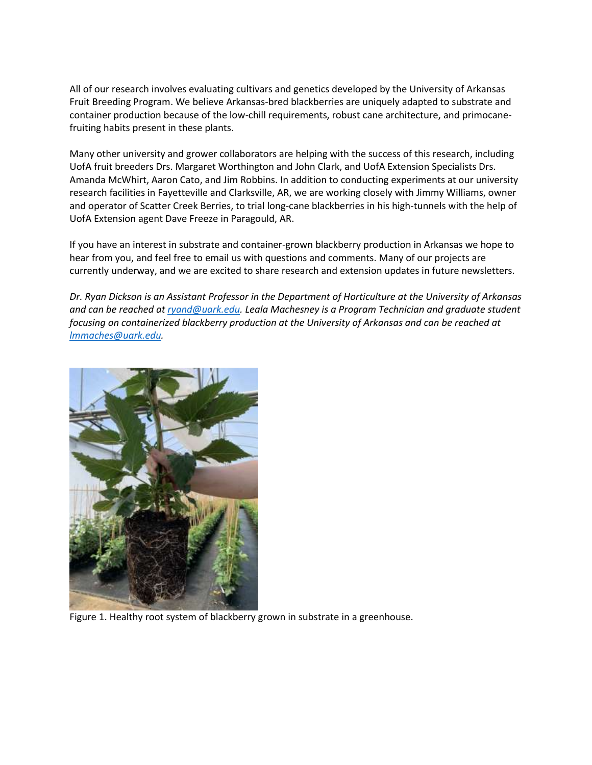All of our research involves evaluating cultivars and genetics developed by the University of Arkansas Fruit Breeding Program. We believe Arkansas-bred blackberries are uniquely adapted to substrate and container production because of the low-chill requirements, robust cane architecture, and primocane-fruiting habits present in these plants.

Many other university and grower collaborators are helping with the success of this research, including UofA fruit breeders Drs. Margaret Worthington and John Clark, and UofA Extension Specialists Drs. Amanda McWhirt, Aaron Cato, and Jim Robbins. In addition to conducting experiments at our university research facilities in Fayetteville and Clarksville, AR, we are working closely with Jimmy Williams, owner and operator of Scatter Creek Berries, to trial long-cane blackberries in his high-tunnels with the help of UofA Extension agent Dave Freeze in Paragould, AR.

If you have an interest in substrate and container-grown blackberry production in Arkansas we hope to hear from you, and feel free to email us with questions and comments. Many of our projects are currently underway, and we are excited to share research and extension updates in future newsletters.

*Dr. Ryan Dickson is an Assistant Professor in the Department of Horticulture at the University of Arkansas and can be reached at ryand@uark.edu. Leala Machesney is a Program Technician and graduate student focusing on containerized blackberry production at the University of Arkansas and can be reached at lmmaches@uark.edu.*

Figure 1. Healthy root system of blackberry grown in substrate in a greenhouse.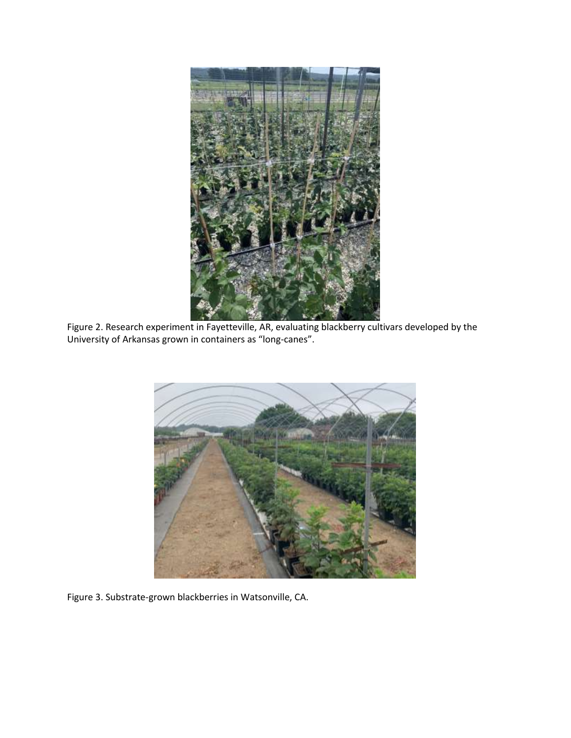Figure 2. Research experiment in Fayetteville, AR, evaluating blackberry cultivars developed by the University of Arkansas grown in containers as “long-canes”.

Figure 3. Substrate-grown blackberries in Watsonville, CA.